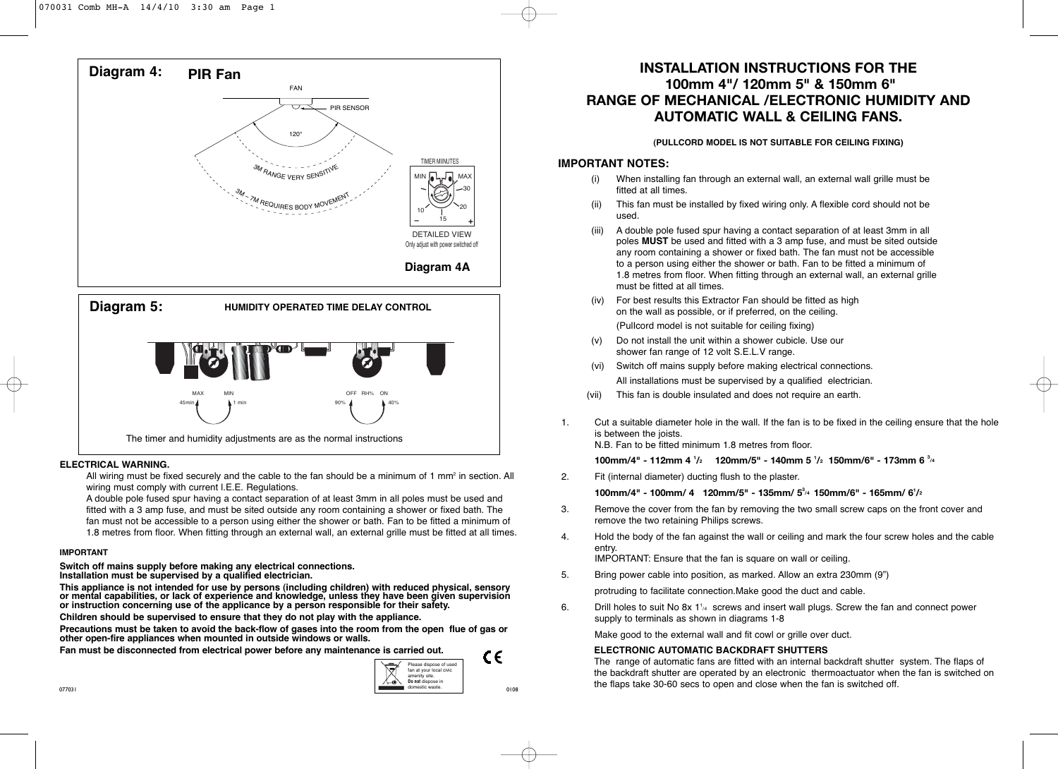## Diagram 4: PIR Fan

FAN

PIR SENSOR

120°

3M RANGE VERY SENSITIVE

3M – 7M REQUIRES BODY MOVEMENT

TIMER MINUTES

MIN MAX

10 15 20 30

– +

DETAILED VIEW

Only adjust with power switched off

Diagram 4A

## Diagram 5: HUMIDITY OPERATED TIME DELAY CONTROL

MAX MIN

45min 1 min

OFF RH% ON

90% 40%

The timer and humidity adjustments are as the normal instructions

**ELECTRICAL WARNING.**

All wiring must be fixed securely and the cable to the fan should be a minimum of 1 mm$^2$ in section. All wiring must comply with current I.E.E. Regulations.

A double pole fused spur having a contact separation of at least 3mm in all poles must be used and fitted with a 3 amp fuse, and must be sited outside any room containing a shower or fixed bath. The fan must not be accessible to a person using either the shower or bath. Fan to be fitted a minimum of 1.8 metres from floor. When fitting through an external wall, an external grille must be fitted at all times.

**IMPORTANT**

**Switch off mains supply before making any electrical connections.**
**Installation must be supervised by a qualified electrician.**

**This appliance is not intended for use by persons (including children) with reduced physical, sensory or mental capabilities, or lack of experience and knowledge, unless they have been given supervision or instruction concerning use of the applicance by a person responsible for their safety.**

**Children should be supervised to ensure that they do not play with the appliance.**

**Precautions must be taken to avoid the back-flow of gases into the room from the open flue of gas or other open-fire appliances when mounted in outside windows or walls.**

**Fan must be disconnected from electrical power before any maintenance is carried out.**

CE

Please dispose of used fan at your local civic amenity site. **Do not** dispose in domestic waste.

077031

0108

# INSTALLATION INSTRUCTIONS FOR THE 100mm 4"/ 120mm 5" & 150mm 6" RANGE OF MECHANICAL /ELECTRONIC HUMIDITY AND AUTOMATIC WALL & CEILING FANS.

**(PULLCORD MODEL IS NOT SUITABLE FOR CEILING FIXING)**

## IMPORTANT NOTES:

(i) When installing fan through an external wall, an external wall grille must be fitted at all times.

(ii) This fan must be installed by fixed wiring only. A flexible cord should not be used.

(iii) A double pole fused spur having a contact separation of at least 3mm in all poles **MUST** be used and fitted with a 3 amp fuse, and must be sited outside any room containing a shower or fixed bath. The fan must not be accessible to a person using either the shower or bath. Fan to be fitted a minimum of 1.8 metres from floor. When fitting through an external wall, an external grille must be fitted at all times.

(iv) For best results this Extractor Fan should be fitted as high on the wall as possible, or if preferred, on the ceiling.
(Pullcord model is not suitable for ceiling fixing)

(v) Do not install the unit within a shower cubicle. Use our shower fan range of 12 volt S.E.L.V range.

(vi) Switch off mains supply before making electrical connections.
All installations must be supervised by a qualified electrician.

(vii) This fan is double insulated and does not require an earth.

1. Cut a suitable diameter hole in the wall. If the fan is to be fixed in the ceiling ensure that the hole is between the joists.
N.B. Fan to be fitted minimum 1.8 metres from floor.
**100mm/4" - 112mm 4 1/2 120mm/5" - 140mm 5 1/2 150mm/6" - 173mm 6 3/4**

2. Fit (internal diameter) ducting flush to the plaster.
**100mm/4" - 100mm/ 4 120mm/5" - 135mm/ 5 3/4 150mm/6" - 165mm/ 6 1/2**

3. Remove the cover from the fan by removing the two small screw caps on the front cover and remove the two retaining Philips screws.

4. Hold the body of the fan against the wall or ceiling and mark the four screw holes and the cable entry.
IMPORTANT: Ensure that the fan is square on wall or ceiling.

5. Bring power cable into position, as marked. Allow an extra 230mm (9")
protruding to facilitate connection.Make good the duct and cable.

6. Drill holes to suit No 8x 1 1/4 screws and insert wall plugs. Screw the fan and connect power supply to terminals as shown in diagrams 1-8
Make good to the external wall and fit cowl or grille over duct.

**ELECTRONIC AUTOMATIC BACKDRAFT SHUTTERS**

The range of automatic fans are fitted with an internal backdraft shutter system. The flaps of the backdraft shutter are operated by an electronic thermoactuator when the fan is switched on the flaps take 30-60 secs to open and close when the fan is switched off.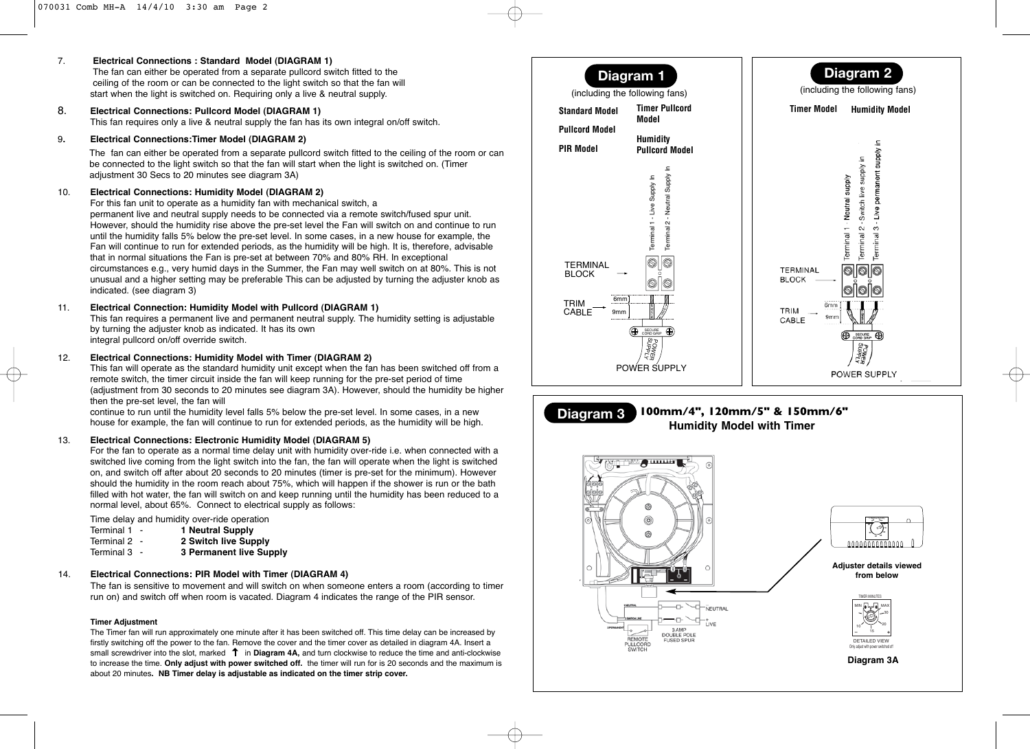7. **Electrical Connections : Standard Model (DIAGRAM 1)**
   The fan can either be operated from a separate pullcord switch fitted to the ceiling of the room or can be connected to the light switch so that the fan will start when the light is switched on. Requiring only a live & neutral supply.

8. **Electrical Connections: Pullcord Model (DIAGRAM 1)**
   This fan requires only a live & neutral supply the fan has its own integral on/off switch.

9. **Electrical Connections:Timer Model (DIAGRAM 2)**
   The fan can either be operated from a separate pullcord switch fitted to the ceiling of the room or can be connected to the light switch so that the fan will start when the light is switched on. (Timer adjustment 30 Secs to 20 minutes see diagram 3A)

10. **Electrical Connections: Humidity Model (DIAGRAM 2)**
    For this fan unit to operate as a humidity fan with mechanical switch, a permanent live and neutral supply needs to be connected via a remote switch/fused spur unit. However, should the humidity rise above the pre-set level the Fan will switch on and continue to run until the humidity falls 5% below the pre-set level. In some cases, in a new house for example, the Fan will continue to run for extended periods, as the humidity will be high. It is, therefore, advisable that in normal situations the Fan is pre-set at between 70% and 80% RH. In exceptional circumstances e.g., very humid days in the Summer, the Fan may well switch on at 80%. This is not unusual and a higher setting may be preferable This can be adjusted by turning the adjuster knob as indicated. (see diagram 3)

11. **Electrical Connection: Humidity Model with Pullcord (DIAGRAM 1)**
    This fan requires a permanent live and permanent neutral supply. The humidity setting is adjustable by turning the adjuster knob as indicated. It has its own integral pullcord on/off override switch.

12. **Electrical Connections: Humidity Model with Timer (DIAGRAM 2)**
    This fan will operate as the standard humidity unit except when the fan has been switched off from a remote switch, the timer circuit inside the fan will keep running for the pre-set period of time (adjustment from 30 seconds to 20 minutes see diagram 3A). However, should the humidity be higher then the pre-set level, the fan will continue to run until the humidity level falls 5% below the pre-set level. In some cases, in a new house for example, the fan will continue to run for extended periods, as the humidity will be high.

13. **Electrical Connections: Electronic Humidity Model (DIAGRAM 5)**
    For the fan to operate as a normal time delay unit with humidity over-ride i.e. when connected with a switched live coming from the light switch into the fan, the fan will operate when the light is switched on, and switch off after about 20 seconds to 20 minutes (timer is pre-set for the minimum). However should the humidity in the room reach about 75%, which will happen if the shower is run or the bath filled with hot water, the fan will switch on and keep running until the humidity has been reduced to a normal level, about 65%. Connect to electrical supply as follows:

    Time delay and humidity over-ride operation
    Terminal 1 - **1 Neutral Supply**
    Terminal 2 - **2 Switch live Supply**
    Terminal 3 - **3 Permanent live Supply**

14. **Electrical Connections: PIR Model with Timer (DIAGRAM 4)**
    The fan is sensitive to movement and will switch on when someone enters a room (according to timer run on) and switch off when room is vacated. Diagram 4 indicates the range of the PIR sensor.

**Timer Adjustment**

The Timer fan will run approximately one minute after it has been switched off. This time delay can be increased by firstly switching off the power to the fan. Remove the cover and the timer cover as detailed in diagram 4A. Insert a small screwdriver into the slot, marked ↑ in **Diagram 4A,** and turn clockwise to reduce the time and anti-clockwise to increase the time. **Only adjust with power switched off.** the timer will run for is 20 seconds and the maximum is about 20 minutes**. NB Timer delay is adjustable as indicated on the timer strip cover.**

**Diagram 1**

(including the following fans)

**Standard Model**
**Timer Pullcord Model**
**Pullcord Model**
**Humidity Pullcord Model**
**PIR Model**

Terminal 1 - Live Supply In
Terminal 2 - Neutral Supply In
TERMINAL BLOCK
TRIM CABLE
6mm
9mm
SECURE CORD GRIP
POWER SUPPLY
POWER SUPPLY

**Diagram 2**

(including the following fans)

**Timer Model**
**Humidity Model**

Terminal 1 - Neutral supply
Terminal 2 - Switch live supply in
Terminal 3 - Live permanent supply in
TERMINAL BLOCK
TRIM CABLE
6mm
9mm
SECURE CORD GRIP
POWER SUPPLY
POWER SUPPLY

**Diagram 3** **100mm/4", 120mm/5" & 150mm/6"**
**Humidity Model with Timer**

NEUTRAL
LIVE
REMOTE PULLCORD SWITCH
3 AMP DOUBLE POLE FUSED SPUR

**Adjuster details viewed from below**

TIMER MINUTES
MIN
MAX
30
20
15
10
DETAILED VIEW
Only adjust with power switched off

**Diagram 3A**